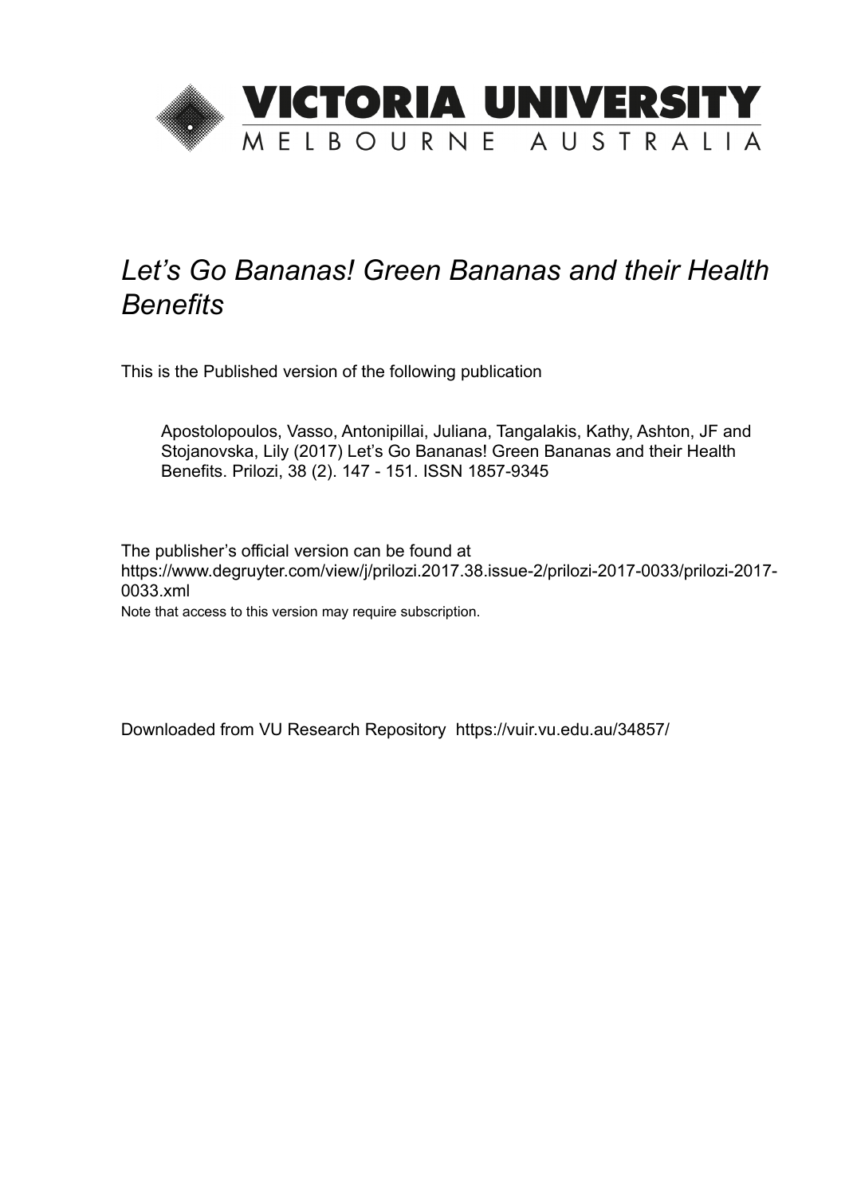VICTORIA UNIVERSITY
MELBOURNE AUSTRALIA

# *Let's Go Bananas! Green Bananas and their Health Benefits*

This is the Published version of the following publication

Apostolopoulos, Vasso, Antonipillai, Juliana, Tangalakis, Kathy, Ashton, JF and Stojanovska, Lily (2017) Let's Go Bananas! Green Bananas and their Health Benefits. Prilozi, 38 (2). 147 - 151. ISSN 1857-9345

The publisher's official version can be found at
https://www.degruyter.com/view/j/prilozi.2017.38.issue-2/prilozi-2017-0033/prilozi-2017-0033.xml
Note that access to this version may require subscription.

Downloaded from VU Research Repository https://vuir.vu.edu.au/34857/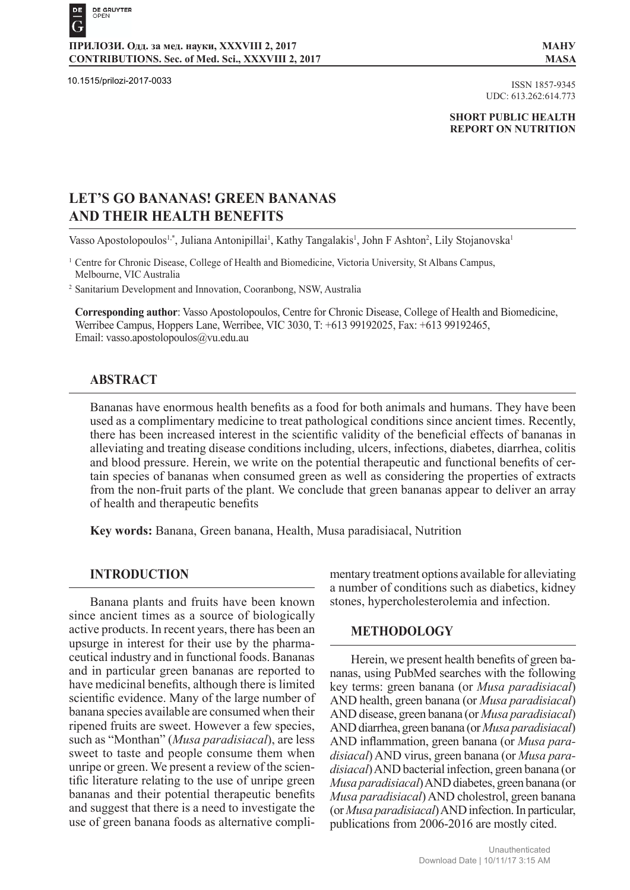**ПРИЛОЗИ. Одд. за мед. науки, XXXVIII 2, 2017**
**CONTRIBUTIONS. Sec. of Med. Sci., XXXVIII 2, 2017**

**МАНУ**
**MASA**

10.1515/prilozi-2017-0033

ISSN 1857-9345
UDC: 613.262:614.773

**SHORT PUBLIC HEALTH REPORT ON NUTRITION**

# LET'S GO BANANAS! GREEN BANANAS AND THEIR HEALTH BENEFITS

Vasso Apostolopoulos[1,*], Juliana Antonipillai[1], Kathy Tangalakis[1], John F Ashton[2], Lily Stojanovska[1]

[1] Centre for Chronic Disease, College of Health and Biomedicine, Victoria University, St Albans Campus, Melbourne, VIC Australia

[2] Sanitarium Development and Innovation, Cooranbong, NSW, Australia

**Corresponding author**: Vasso Apostolopoulos, Centre for Chronic Disease, College of Health and Biomedicine, Werribee Campus, Hoppers Lane, Werribee, VIC 3030, T: +613 99192025, Fax: +613 99192465, Email: vasso.apostolopoulos@vu.edu.au

## ABSTRACT

Bananas have enormous health benefits as a food for both animals and humans. They have been used as a complimentary medicine to treat pathological conditions since ancient times. Recently, there has been increased interest in the scientific validity of the beneficial effects of bananas in alleviating and treating disease conditions including, ulcers, infections, diabetes, diarrhea, colitis and blood pressure. Herein, we write on the potential therapeutic and functional benefits of certain species of bananas when consumed green as well as considering the properties of extracts from the non-fruit parts of the plant. We conclude that green bananas appear to deliver an array of health and therapeutic benefits

**Key words:** Banana, Green banana, Health, Musa paradisiacal, Nutrition

## INTRODUCTION

Banana plants and fruits have been known since ancient times as a source of biologically active products. In recent years, there has been an upsurge in interest for their use by the pharmaceutical industry and in functional foods. Bananas and in particular green bananas are reported to have medicinal benefits, although there is limited scientific evidence. Many of the large number of banana species available are consumed when their ripened fruits are sweet. However a few species, such as "Monthan" (*Musa paradisiacal*), are less sweet to taste and people consume them when unripe or green. We present a review of the scientific literature relating to the use of unripe green bananas and their potential therapeutic benefits and suggest that there is a need to investigate the use of green banana foods as alternative complimentary treatment options available for alleviating a number of conditions such as diabetics, kidney stones, hypercholesterolemia and infection.

## METHODOLOGY

Herein, we present health benefits of green bananas, using PubMed searches with the following key terms: green banana (or *Musa paradisiacal*) AND health, green banana (or *Musa paradisiacal*) AND disease, green banana (or *Musa paradisiacal*) AND diarrhea, green banana (or *Musa paradisiacal*) AND inflammation, green banana (or *Musa paradisiacal*) AND virus, green banana (or *Musa paradisiacal*) AND bacterial infection, green banana (or *Musa paradisiacal*) AND diabetes, green banana (or *Musa paradisiacal*) AND cholestrol, green banana (or *Musa paradisiacal*) AND infection. In particular, publications from 2006-2016 are mostly cited.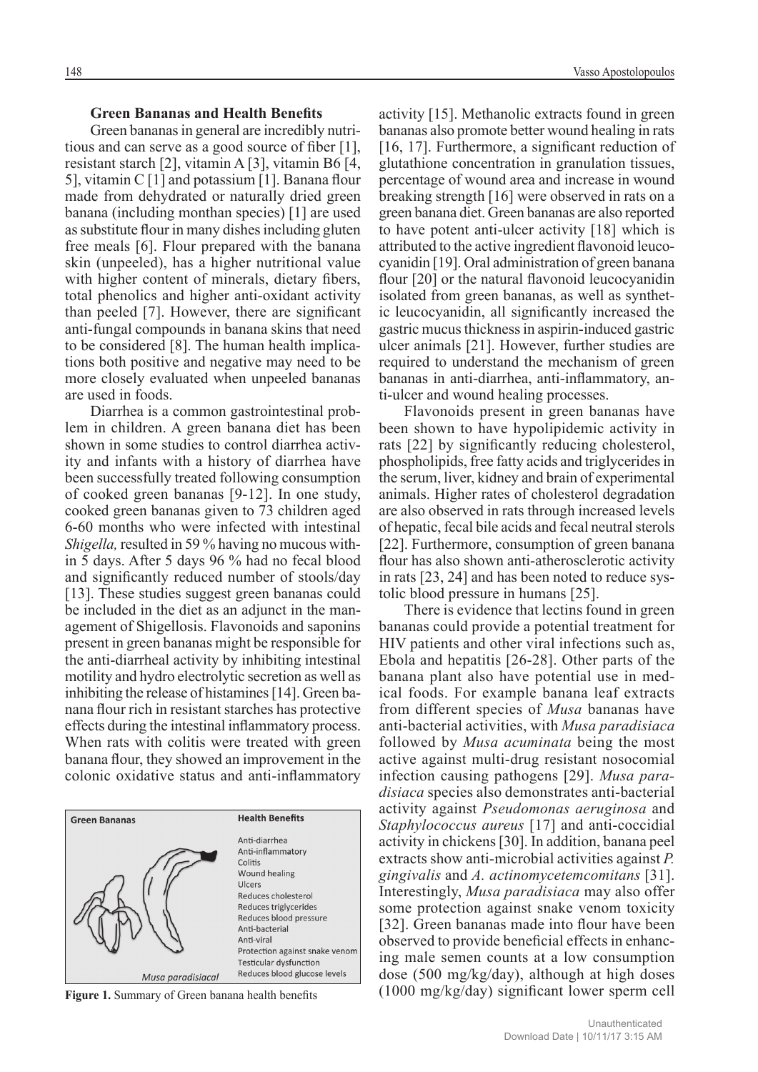### Green Bananas and Health Benefits

Green bananas in general are incredibly nutritious and can serve as a good source of fiber [1], resistant starch [2], vitamin A [3], vitamin B6 [4, 5], vitamin C [1] and potassium [1]. Banana flour made from dehydrated or naturally dried green banana (including monthan species) [1] are used as substitute flour in many dishes including gluten free meals [6]. Flour prepared with the banana skin (unpeeled), has a higher nutritional value with higher content of minerals, dietary fibers, total phenolics and higher anti-oxidant activity than peeled [7]. However, there are significant anti-fungal compounds in banana skins that need to be considered [8]. The human health implications both positive and negative may need to be more closely evaluated when unpeeled bananas are used in foods.

Diarrhea is a common gastrointestinal problem in children. A green banana diet has been shown in some studies to control diarrhea activity and infants with a history of diarrhea have been successfully treated following consumption of cooked green bananas [9-12]. In one study, cooked green bananas given to 73 children aged 6-60 months who were infected with intestinal *Shigella,* resulted in 59 % having no mucous within 5 days. After 5 days 96 % had no fecal blood and significantly reduced number of stools/day [13]. These studies suggest green bananas could be included in the diet as an adjunct in the management of Shigellosis. Flavonoids and saponins present in green bananas might be responsible for the anti-diarrheal activity by inhibiting intestinal motility and hydro electrolytic secretion as well as inhibiting the release of histamines [14]. Green banana flour rich in resistant starches has protective effects during the intestinal inflammatory process. When rats with colitis were treated with green banana flour, they showed an improvement in the colonic oxidative status and anti-inflammatory activity [15]. Methanolic extracts found in green bananas also promote better wound healing in rats [16, 17]. Furthermore, a significant reduction of glutathione concentration in granulation tissues, percentage of wound area and increase in wound breaking strength [16] were observed in rats on a green banana diet. Green bananas are also reported to have potent anti-ulcer activity [18] which is attributed to the active ingredient flavonoid leucocyanidin [19]. Oral administration of green banana flour [20] or the natural flavonoid leucocyanidin isolated from green bananas, as well as synthetic leucocyanidin, all significantly increased the gastric mucus thickness in aspirin-induced gastric ulcer animals [21]. However, further studies are required to understand the mechanism of green bananas in anti-diarrhea, anti-inflammatory, anti-ulcer and wound healing processes.

**Figure 1.** Summary of Green banana health benefits

Flavonoids present in green bananas have been shown to have hypolipidemic activity in rats [22] by significantly reducing cholesterol, phospholipids, free fatty acids and triglycerides in the serum, liver, kidney and brain of experimental animals. Higher rates of cholesterol degradation are also observed in rats through increased levels of hepatic, fecal bile acids and fecal neutral sterols [22]. Furthermore, consumption of green banana flour has also shown anti-atherosclerotic activity in rats [23, 24] and has been noted to reduce systolic blood pressure in humans [25].

There is evidence that lectins found in green bananas could provide a potential treatment for HIV patients and other viral infections such as, Ebola and hepatitis [26-28]. Other parts of the banana plant also have potential use in medical foods. For example banana leaf extracts from different species of *Musa* bananas have anti-bacterial activities, with *Musa paradisiaca* followed by *Musa acuminata* being the most active against multi-drug resistant nosocomial infection causing pathogens [29]. *Musa paradisiaca* species also demonstrates anti-bacterial activity against *Pseudomonas aeruginosa* and *Staphylococcus aureus* [17] and anti-coccidial activity in chickens [30]. In addition, banana peel extracts show anti-microbial activities against *P. gingivalis* and *A. actinomycetemcomitans* [31]. Interestingly, *Musa paradisiaca* may also offer some protection against snake venom toxicity [32]. Green bananas made into flour have been observed to provide beneficial effects in enhancing male semen counts at a low consumption dose (500 mg/kg/day), although at high doses (1000 mg/kg/day) significant lower sperm cell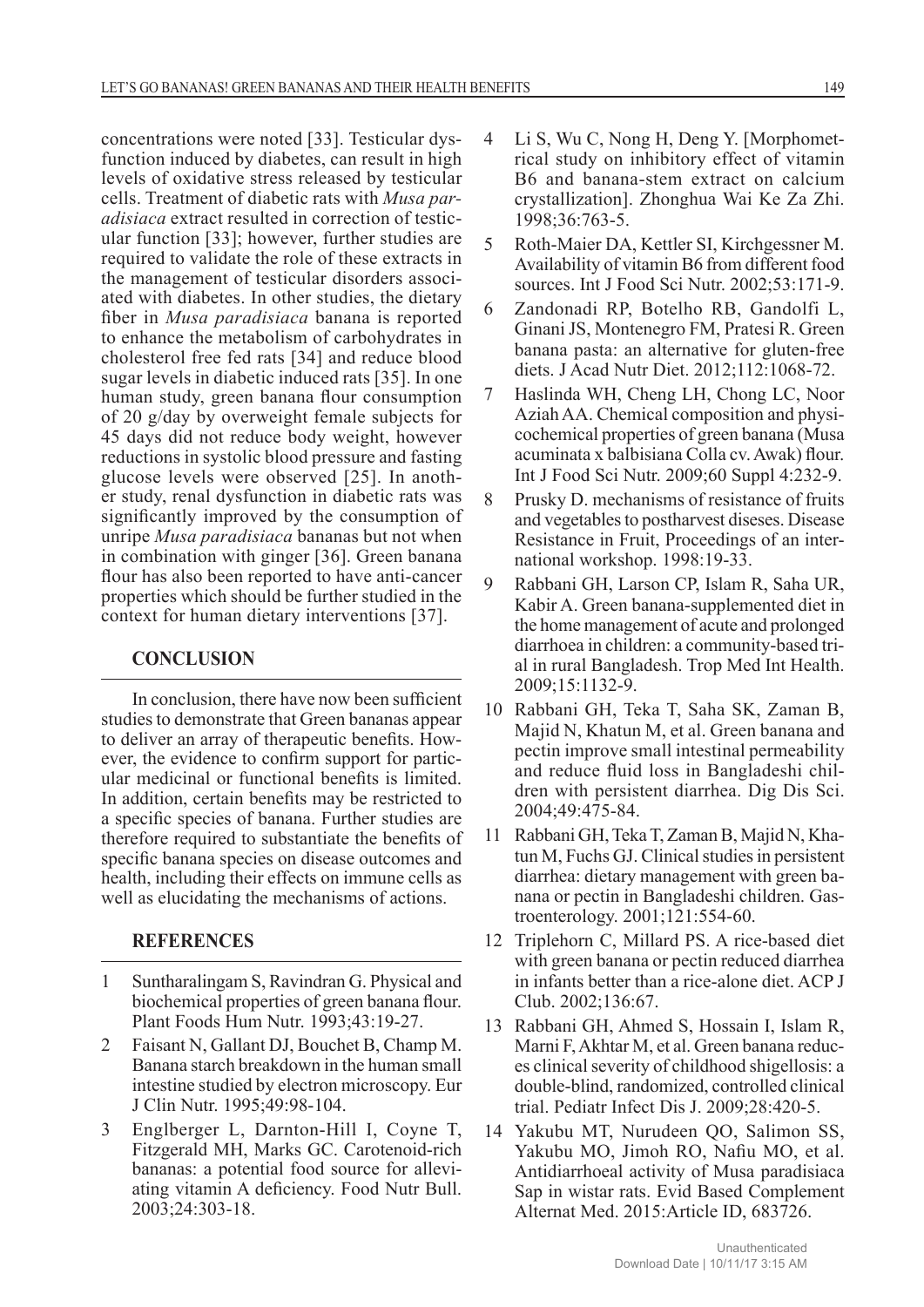concentrations were noted [33]. Testicular dysfunction induced by diabetes, can result in high levels of oxidative stress released by testicular cells. Treatment of diabetic rats with *Musa paradisiaca* extract resulted in correction of testicular function [33]; however, further studies are required to validate the role of these extracts in the management of testicular disorders associated with diabetes. In other studies, the dietary fiber in *Musa paradisiaca* banana is reported to enhance the metabolism of carbohydrates in cholesterol free fed rats [34] and reduce blood sugar levels in diabetic induced rats [35]. In one human study, green banana flour consumption of 20 g/day by overweight female subjects for 45 days did not reduce body weight, however reductions in systolic blood pressure and fasting glucose levels were observed [25]. In another study, renal dysfunction in diabetic rats was significantly improved by the consumption of unripe *Musa paradisiaca* bananas but not when in combination with ginger [36]. Green banana flour has also been reported to have anti-cancer properties which should be further studied in the context for human dietary interventions [37].

## CONCLUSION

In conclusion, there have now been sufficient studies to demonstrate that Green bananas appear to deliver an array of therapeutic benefits. However, the evidence to confirm support for particular medicinal or functional benefits is limited. In addition, certain benefits may be restricted to a specific species of banana. Further studies are therefore required to substantiate the benefits of specific banana species on disease outcomes and health, including their effects on immune cells as well as elucidating the mechanisms of actions.

## REFERENCES

1. Suntharalingam S, Ravindran G. Physical and biochemical properties of green banana flour. Plant Foods Hum Nutr. 1993;43:19-27.
2. Faisant N, Gallant DJ, Bouchet B, Champ M. Banana starch breakdown in the human small intestine studied by electron microscopy. Eur J Clin Nutr. 1995;49:98-104.
3. Englberger L, Darnton-Hill I, Coyne T, Fitzgerald MH, Marks GC. Carotenoid-rich bananas: a potential food source for alleviating vitamin A deficiency. Food Nutr Bull. 2003;24:303-18.
4. Li S, Wu C, Nong H, Deng Y. [Morphometrical study on inhibitory effect of vitamin B6 and banana-stem extract on calcium crystallization]. Zhonghua Wai Ke Za Zhi. 1998;36:763-5.
5. Roth-Maier DA, Kettler SI, Kirchgessner M. Availability of vitamin B6 from different food sources. Int J Food Sci Nutr. 2002;53:171-9.
6. Zandonadi RP, Botelho RB, Gandolfi L, Ginani JS, Montenegro FM, Pratesi R. Green banana pasta: an alternative for gluten-free diets. J Acad Nutr Diet. 2012;112:1068-72.
7. Haslinda WH, Cheng LH, Chong LC, Noor Aziah AA. Chemical composition and physicochemical properties of green banana (Musa acuminata x balbisiana Colla cv. Awak) flour. Int J Food Sci Nutr. 2009;60 Suppl 4:232-9.
8. Prusky D. mechanisms of resistance of fruits and vegetables to postharvest diseses. Disease Resistance in Fruit, Proceedings of an international workshop. 1998:19-33.
9. Rabbani GH, Larson CP, Islam R, Saha UR, Kabir A. Green banana-supplemented diet in the home management of acute and prolonged diarrhoea in children: a community-based trial in rural Bangladesh. Trop Med Int Health. 2009;15:1132-9.
10. Rabbani GH, Teka T, Saha SK, Zaman B, Majid N, Khatun M, et al. Green banana and pectin improve small intestinal permeability and reduce fluid loss in Bangladeshi children with persistent diarrhea. Dig Dis Sci. 2004;49:475-84.
11. Rabbani GH, Teka T, Zaman B, Majid N, Khatun M, Fuchs GJ. Clinical studies in persistent diarrhea: dietary management with green banana or pectin in Bangladeshi children. Gastroenterology. 2001;121:554-60.
12. Triplehorn C, Millard PS. A rice-based diet with green banana or pectin reduced diarrhea in infants better than a rice-alone diet. ACP J Club. 2002;136:67.
13. Rabbani GH, Ahmed S, Hossain I, Islam R, Marni F, Akhtar M, et al. Green banana reduces clinical severity of childhood shigellosis: a double-blind, randomized, controlled clinical trial. Pediatr Infect Dis J. 2009;28:420-5.
14. Yakubu MT, Nurudeen QO, Salimon SS, Yakubu MO, Jimoh RO, Nafiu MO, et al. Antidiarrhoeal activity of Musa paradisiaca Sap in wistar rats. Evid Based Complement Alternat Med. 2015:Article ID, 683726.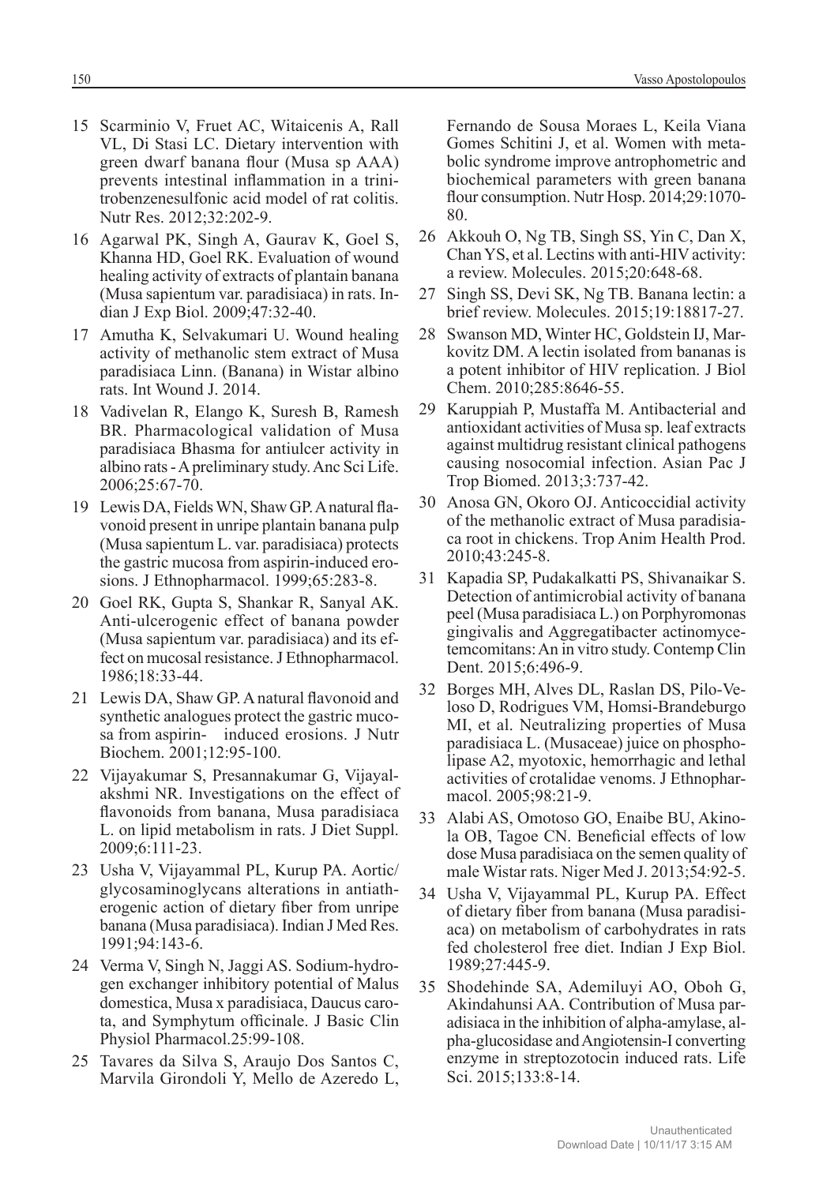15 Scarminio V, Fruet AC, Witaicenis A, Rall VL, Di Stasi LC. Dietary intervention with green dwarf banana flour (Musa sp AAA) prevents intestinal inflammation in a trinitrobenzenesulfonic acid model of rat colitis. Nutr Res. 2012;32:202-9.

16 Agarwal PK, Singh A, Gaurav K, Goel S, Khanna HD, Goel RK. Evaluation of wound healing activity of extracts of plantain banana (Musa sapientum var. paradisiaca) in rats. Indian J Exp Biol. 2009;47:32-40.

17 Amutha K, Selvakumari U. Wound healing activity of methanolic stem extract of Musa paradisiaca Linn. (Banana) in Wistar albino rats. Int Wound J. 2014.

18 Vadivelan R, Elango K, Suresh B, Ramesh BR. Pharmacological validation of Musa paradisiaca Bhasma for antiulcer activity in albino rats - A preliminary study. Anc Sci Life. 2006;25:67-70.

19 Lewis DA, Fields WN, Shaw GP. A natural flavonoid present in unripe plantain banana pulp (Musa sapientum L. var. paradisiaca) protects the gastric mucosa from aspirin-induced erosions. J Ethnopharmacol. 1999;65:283-8.

20 Goel RK, Gupta S, Shankar R, Sanyal AK. Anti-ulcerogenic effect of banana powder (Musa sapientum var. paradisiaca) and its effect on mucosal resistance. J Ethnopharmacol. 1986;18:33-44.

21 Lewis DA, Shaw GP. A natural flavonoid and synthetic analogues protect the gastric mucosa from aspirin- induced erosions. J Nutr Biochem. 2001;12:95-100.

22 Vijayakumar S, Presannakumar G, Vijayalakshmi NR. Investigations on the effect of flavonoids from banana, Musa paradisiaca L. on lipid metabolism in rats. J Diet Suppl. 2009;6:111-23.

23 Usha V, Vijayammal PL, Kurup PA. Aortic/glycosaminoglycans alterations in antiatherogenic action of dietary fiber from unripe banana (Musa paradisiaca). Indian J Med Res. 1991;94:143-6.

24 Verma V, Singh N, Jaggi AS. Sodium-hydrogen exchanger inhibitory potential of Malus domestica, Musa x paradisiaca, Daucus carota, and Symphytum officinale. J Basic Clin Physiol Pharmacol.25:99-108.

25 Tavares da Silva S, Araujo Dos Santos C, Marvila Girondoli Y, Mello de Azeredo L, Fernando de Sousa Moraes L, Keila Viana Gomes Schitini J, et al. Women with metabolic syndrome improve antrophometric and biochemical parameters with green banana flour consumption. Nutr Hosp. 2014;29:1070-80.

26 Akkouh O, Ng TB, Singh SS, Yin C, Dan X, Chan YS, et al. Lectins with anti-HIV activity: a review. Molecules. 2015;20:648-68.

27 Singh SS, Devi SK, Ng TB. Banana lectin: a brief review. Molecules. 2015;19:18817-27.

28 Swanson MD, Winter HC, Goldstein IJ, Markovitz DM. A lectin isolated from bananas is a potent inhibitor of HIV replication. J Biol Chem. 2010;285:8646-55.

29 Karuppiah P, Mustaffa M. Antibacterial and antioxidant activities of Musa sp. leaf extracts against multidrug resistant clinical pathogens causing nosocomial infection. Asian Pac J Trop Biomed. 2013;3:737-42.

30 Anosa GN, Okoro OJ. Anticoccidial activity of the methanolic extract of Musa paradisiaca root in chickens. Trop Anim Health Prod. 2010;43:245-8.

31 Kapadia SP, Pudakalkatti PS, Shivanaikar S. Detection of antimicrobial activity of banana peel (Musa paradisiaca L.) on Porphyromonas gingivalis and Aggregatibacter actinomycetemcomitans: An in vitro study. Contemp Clin Dent. 2015;6:496-9.

32 Borges MH, Alves DL, Raslan DS, Pilo-Veloso D, Rodrigues VM, Homsi-Brandeburgo MI, et al. Neutralizing properties of Musa paradisiaca L. (Musaceae) juice on phospholipase A2, myotoxic, hemorrhagic and lethal activities of crotalidae venoms. J Ethnopharmacol. 2005;98:21-9.

33 Alabi AS, Omotoso GO, Enaibe BU, Akinola OB, Tagoe CN. Beneficial effects of low dose Musa paradisiaca on the semen quality of male Wistar rats. Niger Med J. 2013;54:92-5.

34 Usha V, Vijayammal PL, Kurup PA. Effect of dietary fiber from banana (Musa paradisiaca) on metabolism of carbohydrates in rats fed cholesterol free diet. Indian J Exp Biol. 1989;27:445-9.

35 Shodehinde SA, Ademiluyi AO, Oboh G, Akindahunsi AA. Contribution of Musa paradisiaca in the inhibition of alpha-amylase, alpha-glucosidase and Angiotensin-I converting enzyme in streptozotocin induced rats. Life Sci. 2015;133:8-14.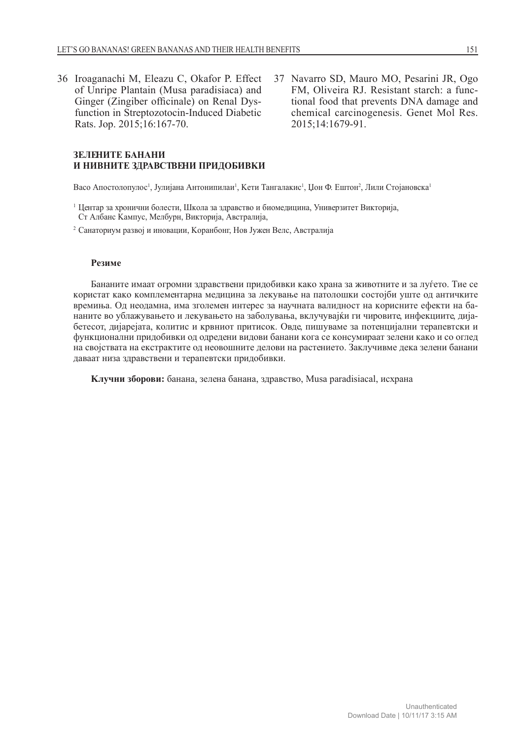36 Iroaganachi M, Eleazu C, Okafor P. Effect of Unripe Plantain (Musa paradisiaca) and Ginger (Zingiber officinale) on Renal Dysfunction in Streptozotocin-Induced Diabetic Rats. Jop. 2015;16:167-70.

37 Navarro SD, Mauro MO, Pesarini JR, Ogo FM, Oliveira RJ. Resistant starch: a functional food that prevents DNA damage and chemical carcinogenesis. Genet Mol Res. 2015;14:1679-91.

## ЗЕЛЕНИТЕ БАНАНИ И НИВНИТЕ ЗДРАВСТВЕНИ ПРИДОБИВКИ

Васо Апостолопулос[1], Јулијана Антонипилаи[1], Кети Тангалакис[1], Џон Ф. Ештон[2], Лили Стојановска[1]

[1] Центар за хронични болести, Школа за здравство и биомедицина, Универзитет Викторија, Ст Албанс Кампус, Мелбурн, Викторија, Австралија,

[2] Санаториум развој и иновации, Коранбонг, Нов Јужен Велс, Австралија

### Резиме

Бананите имаат огромни здравствени придобивки како храна за животните и за луѓето. Тие се користат како комплементарна медицина за лекување на патолошки состојби уште од античките времиња. Од неодамна, има зголемен интерес за научната валидност на корисните ефекти на бананите во ублажувањето и лекувањето на заболувања, вклучувајќи ги чировите, инфекциите, дијабетесот, дијарејата, колитис и крвниот притисок. Овде, пишуваме за потенцијални терапевтски и функционални придобивки од одредени видови банани кога се консумираат зелени како и со оглед на својствата на екстрактите од неовошните делови на растението. Заклучивме дека зелени банани даваат низа здравствени и терапевтски придобивки.

**Клучни зборови:** банана, зелена банана, здравство, Musa paradisiacal, исхрана